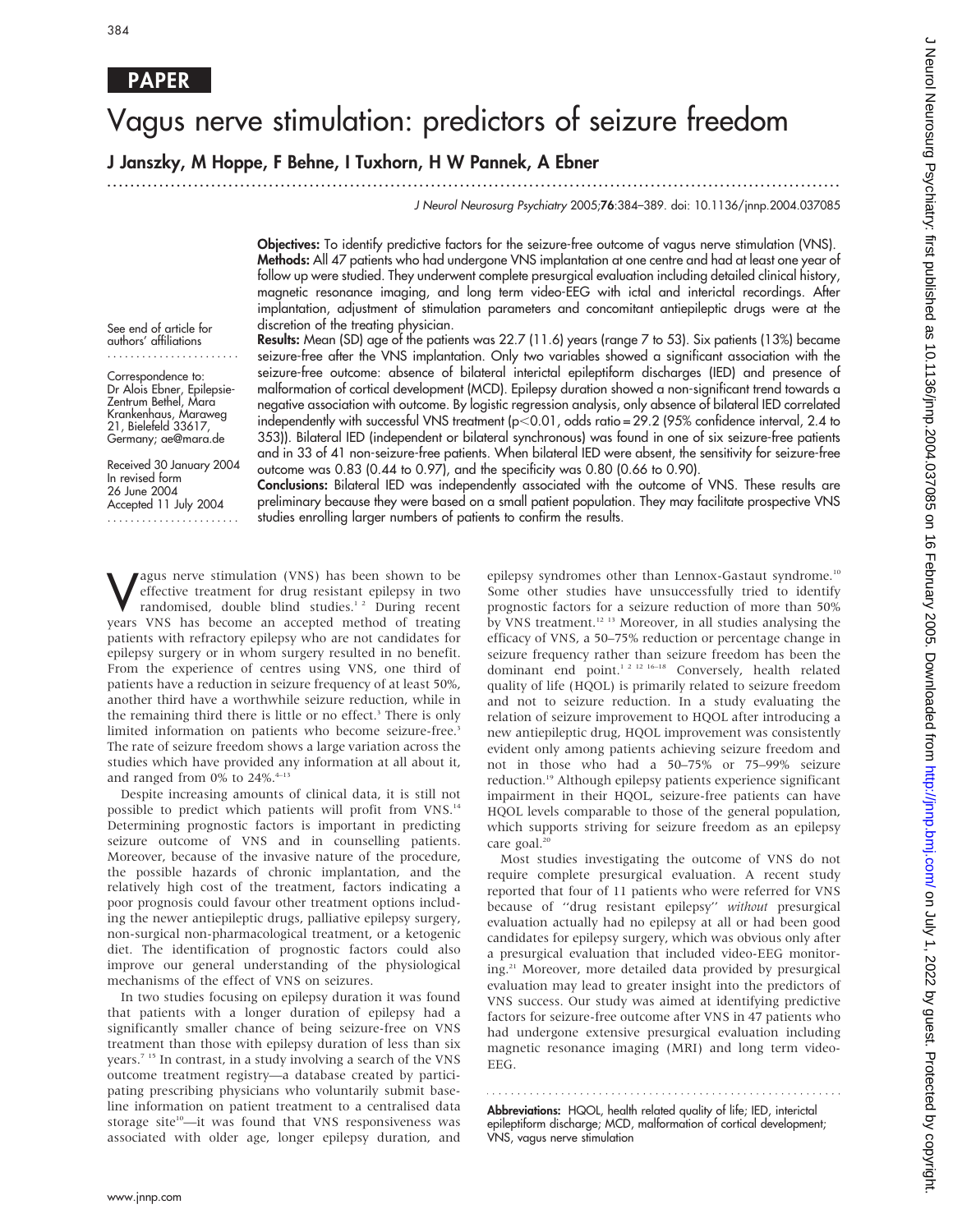PAPER

# Vagus nerve stimulation: predictors of seizure freedom

**J Janszky, M Hoppe, F Behne, I Tuxhorn, H W Pannek, A Ebner**

See end of article for authors' affiliations

Correspondence to: Dr Alois Ebner, Epilepsie-Zentrum Bethel, Mara Krankenhaus, Maraweg 21, Bielefeld 33617, Germany; ae@mara.de

Received 30 January 2004
In revised form 26 June 2004
Accepted 11 July 2004

**Objectives:** To identify predictive factors for the seizure-free outcome of vagus nerve stimulation (VNS).

**Methods:** All 47 patients who had undergone VNS implantation at one centre and had at least one year of follow up were studied. They underwent complete presurgical evaluation including detailed clinical history, magnetic resonance imaging, and long term video-EEG with ictal and interictal recordings. After implantation, adjustment of stimulation parameters and concomitant antiepileptic drugs were at the discretion of the treating physician.

**Results:** Mean (SD) age of the patients was 22.7 (11.6) years (range 7 to 53). Six patients (13%) became seizure-free after the VNS implantation. Only two variables showed a significant association with the seizure-free outcome: absence of bilateral interictal epileptiform discharges (IED) and presence of malformation of cortical development (MCD). Epilepsy duration showed a non-significant trend towards a negative association with outcome. By logistic regression analysis, only absence of bilateral IED correlated independently with successful VNS treatment ($p<0.01$, odds ratio = 29.2 (95% confidence interval, 2.4 to 353)). Bilateral IED (independent or bilateral synchronous) was found in one of six seizure-free patients and in 33 of 41 non-seizure-free patients. When bilateral IED were absent, the sensitivity for seizure-free outcome was 0.83 (0.44 to 0.97), and the specificity was 0.80 (0.66 to 0.90).

**Conclusions:** Bilateral IED was independently associated with the outcome of VNS. These results are preliminary because they were based on a small patient population. They may facilitate prospective VNS studies enrolling larger numbers of patients to confirm the results.

Vagus nerve stimulation (VNS) has been shown to be effective treatment for drug resistant epilepsy in two randomised, double blind studies.[1 2] During recent years VNS has become an accepted method of treating patients with refractory epilepsy who are not candidates for epilepsy surgery or in whom surgery resulted in no benefit. From the experience of centres using VNS, one third of patients have a reduction in seizure frequency of at least 50%, another third have a worthwhile seizure reduction, while in the remaining third there is little or no effect.[3] There is only limited information on patients who become seizure-free.[3] The rate of seizure freedom shows a large variation across the studies which have provided any information at all about it, and ranged from 0% to 24%.[4–13]

Despite increasing amounts of clinical data, it is still not possible to predict which patients will profit from VNS.[14] Determining prognostic factors is important in predicting seizure outcome of VNS and in counselling patients. Moreover, because of the invasive nature of the procedure, the possible hazards of chronic implantation, and the relatively high cost of the treatment, factors indicating a poor prognosis could favour other treatment options including the newer antiepileptic drugs, palliative epilepsy surgery, non-surgical non-pharmacological treatment, or a ketogenic diet. The identification of prognostic factors could also improve our general understanding of the physiological mechanisms of the effect of VNS on seizures.

In two studies focusing on epilepsy duration it was found that patients with a longer duration of epilepsy had a significantly smaller chance of being seizure-free on VNS treatment than those with epilepsy duration of less than six years.[7 15] In contrast, in a study involving a search of the VNS outcome treatment registry—a database created by participating prescribing physicians who voluntarily submit baseline information on patient treatment to a centralised data storage site[10]—it was found that VNS responsiveness was associated with older age, longer epilepsy duration, and epilepsy syndromes other than Lennox-Gastaut syndrome.[10] Some other studies have unsuccessfully tried to identify prognostic factors for a seizure reduction of more than 50% by VNS treatment.[12 13] Moreover, in all studies analysing the efficacy of VNS, a 50–75% reduction or percentage change in seizure frequency rather than seizure freedom has been the dominant end point.[1 2 12 16–18] Conversely, health related quality of life (HQOL) is primarily related to seizure freedom and not to seizure reduction. In a study evaluating the relation of seizure improvement to HQOL after introducing a new antiepileptic drug, HQOL improvement was consistently evident only among patients achieving seizure freedom and not in those who had a 50–75% or 75–99% seizure reduction.[19] Although epilepsy patients experience significant impairment in their HQOL, seizure-free patients can have HQOL levels comparable to those of the general population, which supports striving for seizure freedom as an epilepsy care goal.[20]

Most studies investigating the outcome of VNS do not require complete presurgical evaluation. A recent study reported that four of 11 patients who were referred for VNS because of "drug resistant epilepsy" *without* presurgical evaluation actually had no epilepsy at all or had been good candidates for epilepsy surgery, which was obvious only after a presurgical evaluation that included video-EEG monitoring.[21] Moreover, more detailed data provided by presurgical evaluation may lead to greater insight into the predictors of VNS success. Our study was aimed at identifying predictive factors for seizure-free outcome after VNS in 47 patients who had undergone extensive presurgical evaluation including magnetic resonance imaging (MRI) and long term video-EEG.

**Abbreviations:** HQOL, health related quality of life; IED, interictal epileptiform discharge; MCD, malformation of cortical development; VNS, vagus nerve stimulation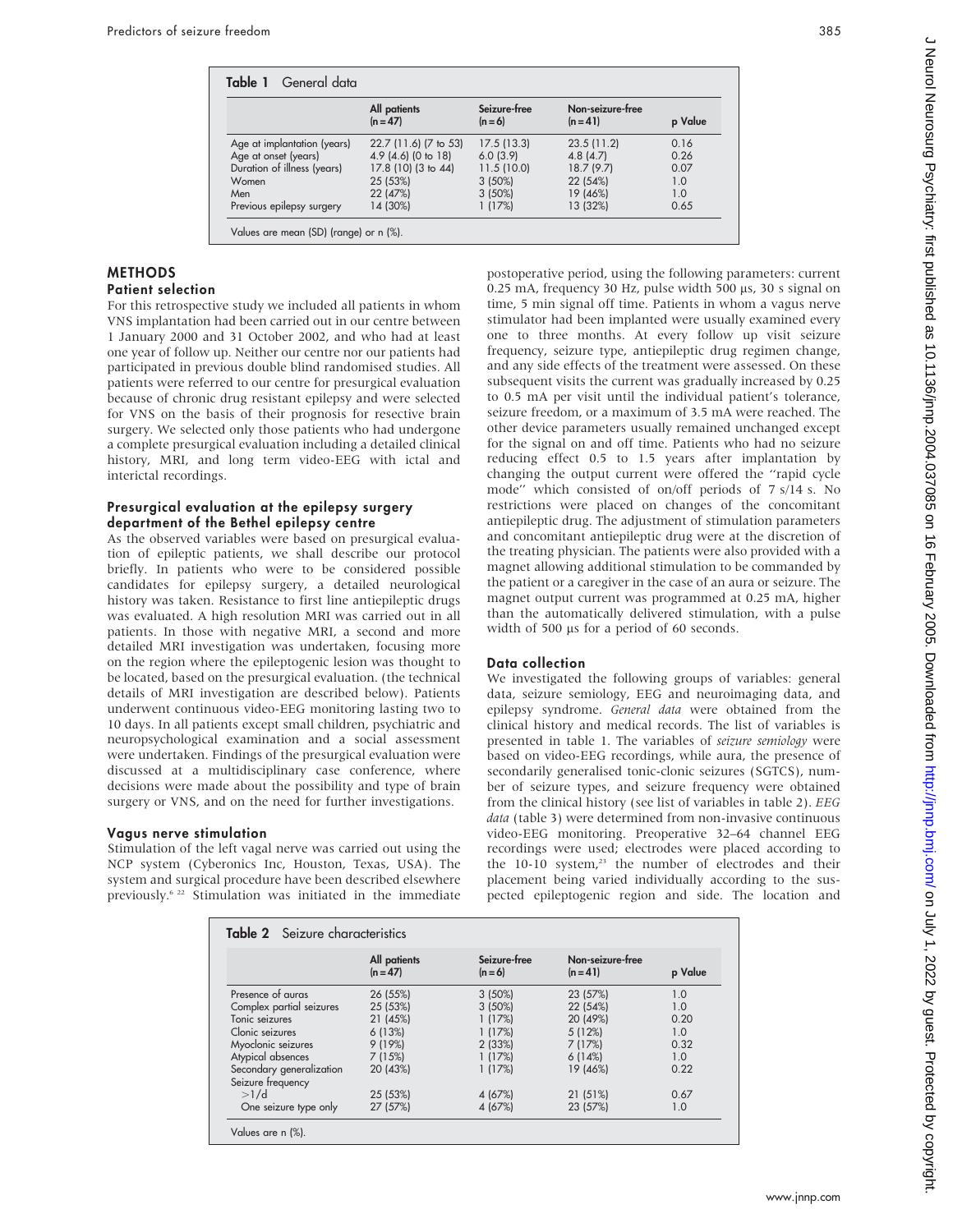**Table 1** General data

| | All patients (n = 47) | Seizure-free (n = 6) | Non-seizure-free (n = 41) | p Value |
|---|---|---|---|---|
| Age at implantation (years) | 22.7 (11.6) (7 to 53) | 17.5 (13.3) | 23.5 (11.2) | 0.16 |
| Age at onset (years) | 4.9 (4.6) (0 to 18) | 6.0 (3.9) | 4.8 (4.7) | 0.26 |
| Duration of illness (years) | 17.8 (10) (3 to 44) | 11.5 (10.0) | 18.7 (9.7) | 0.07 |
| Women | 25 (53%) | 3 (50%) | 22 (54%) | 1.0 |
| Men | 22 (47%) | 3 (50%) | 19 (46%) | 1.0 |
| Previous epilepsy surgery | 14 (30%) | 1 (17%) | 13 (32%) | 0.65 |

Values are mean (SD) (range) or n (%).

## METHODS

### Patient selection

For this retrospective study we included all patients in whom VNS implantation had been carried out in our centre between 1 January 2000 and 31 October 2002, and who had at least one year of follow up. Neither our centre nor our patients had participated in previous double blind randomised studies. All patients were referred to our centre for presurgical evaluation because of chronic drug resistant epilepsy and were selected for VNS on the basis of their prognosis for resective brain surgery. We selected only those patients who had undergone a complete presurgical evaluation including a detailed clinical history, MRI, and long term video-EEG with ictal and interictal recordings.

### Presurgical evaluation at the epilepsy surgery department of the Bethel epilepsy centre

As the observed variables were based on presurgical evaluation of epileptic patients, we shall describe our protocol briefly. In patients who were to be considered possible candidates for epilepsy surgery, a detailed neurological history was taken. Resistance to first line antiepileptic drugs was evaluated. A high resolution MRI was carried out in all patients. In those with negative MRI, a second and more detailed MRI investigation was undertaken, focusing more on the region where the epileptogenic lesion was thought to be located, based on the presurgical evaluation. (the technical details of MRI investigation are described below). Patients underwent continuous video-EEG monitoring lasting two to 10 days. In all patients except small children, psychiatric and neuropsychological examination and a social assessment were undertaken. Findings of the presurgical evaluation were discussed at a multidisciplinary case conference, where decisions were made about the possibility and type of brain surgery or VNS, and on the need for further investigations.

### Vagus nerve stimulation

Stimulation of the left vagal nerve was carried out using the NCP system (Cyberonics Inc, Houston, Texas, USA). The system and surgical procedure have been described elsewhere previously.[6 22] Stimulation was initiated in the immediate postoperative period, using the following parameters: current 0.25 mA, frequency 30 Hz, pulse width 500 μs, 30 s signal on time, 5 min signal off time. Patients in whom a vagus nerve stimulator had been implanted were usually examined every one to three months. At every follow up visit seizure frequency, seizure type, antiepileptic drug regimen change, and any side effects of the treatment were assessed. On these subsequent visits the current was gradually increased by 0.25 to 0.5 mA per visit until the individual patient's tolerance, seizure freedom, or a maximum of 3.5 mA were reached. The other device parameters usually remained unchanged except for the signal on and off time. Patients who had no seizure reducing effect 0.5 to 1.5 years after implantation by changing the output current were offered the "rapid cycle mode" which consisted of on/off periods of 7 s/14 s. No restrictions were placed on changes of the concomitant antiepileptic drug. The adjustment of stimulation parameters and concomitant antiepileptic drug were at the discretion of the treating physician. The patients were also provided with a magnet allowing additional stimulation to be commanded by the patient or a caregiver in the case of an aura or seizure. The magnet output current was programmed at 0.25 mA, higher than the automatically delivered stimulation, with a pulse width of 500 μs for a period of 60 seconds.

### Data collection

We investigated the following groups of variables: general data, seizure semiology, EEG and neuroimaging data, and epilepsy syndrome. *General data* were obtained from the clinical history and medical records. The list of variables is presented in table 1. The variables of *seizure semiology* were based on video-EEG recordings, while aura, the presence of secondarily generalised tonic-clonic seizures (SGTCS), number of seizure types, and seizure frequency were obtained from the clinical history (see list of variables in table 2). *EEG data* (table 3) were determined from non-invasive continuous video-EEG monitoring. Preoperative 32–64 channel EEG recordings were used; electrodes were placed according to the 10-10 system,[23] the number of electrodes and their placement being varied individually according to the suspected epileptogenic region and side. The location and

**Table 2** Seizure characteristics

| | All patients (n = 47) | Seizure-free (n = 6) | Non-seizure-free (n = 41) | p Value |
|---|---|---|---|---|
| Presence of auras | 26 (55%) | 3 (50%) | 23 (57%) | 1.0 |
| Complex partial seizures | 25 (53%) | 3 (50%) | 22 (54%) | 1.0 |
| Tonic seizures | 21 (45%) | 1 (17%) | 20 (49%) | 0.20 |
| Clonic seizures | 6 (13%) | 1 (17%) | 5 (12%) | 1.0 |
| Myoclonic seizures | 9 (19%) | 2 (33%) | 7 (17%) | 0.32 |
| Atypical absences | 7 (15%) | 1 (17%) | 6 (14%) | 1.0 |
| Secondary generalization | 20 (43%) | 1 (17%) | 19 (46%) | 0.22 |
| Seizure frequency | | | | |
| >1/d | 25 (53%) | 4 (67%) | 21 (51%) | 0.67 |
| One seizure type only | 27 (57%) | 4 (67%) | 23 (57%) | 1.0 |

Values are n (%).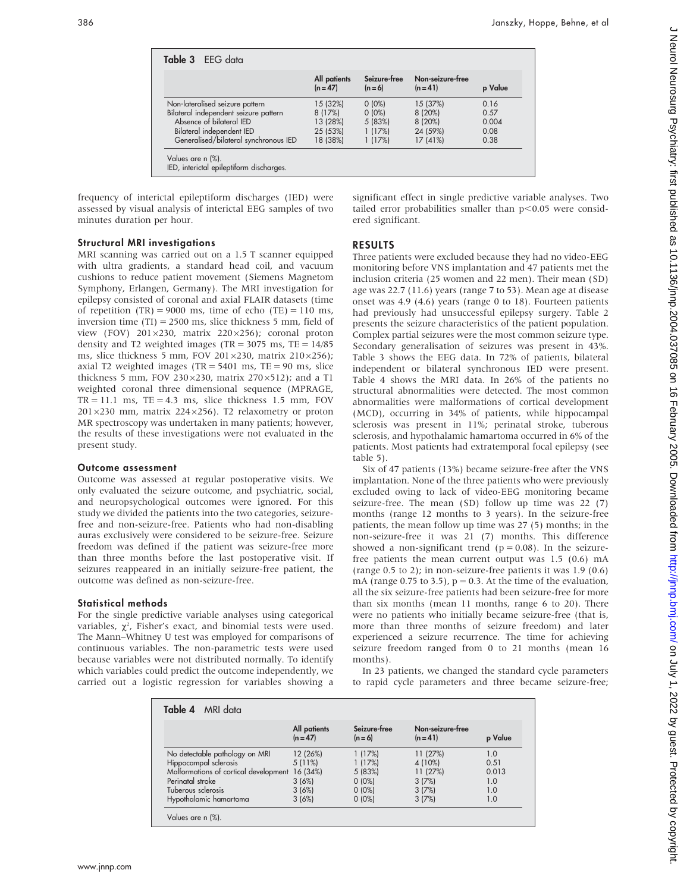**Table 3** EEG data

| | All patients (n = 47) | Seizure-free (n = 6) | Non-seizure-free (n = 41) | p Value |
|---|---|---|---|---|
| Non-lateralised seizure pattern | 15 (32%) | 0 (0%) | 15 (37%) | 0.16 |
| Bilateral independent seizure pattern | 8 (17%) | 0 (0%) | 8 (20%) | 0.57 |
| Absence of bilateral IED | 13 (28%) | 5 (83%) | 8 (20%) | 0.004 |
| Bilateral independent IED | 25 (53%) | 1 (17%) | 24 (59%) | 0.08 |
| Generalised/bilateral synchronous IED | 18 (38%) | 1 (17%) | 17 (41%) | 0.38 |

Values are n (%).
IED, interictal epileptiform discharges.

frequency of interictal epileptiform discharges (IED) were assessed by visual analysis of interictal EEG samples of two minutes duration per hour.

### Structural MRI investigations

MRI scanning was carried out on a 1.5 T scanner equipped with ultra gradients, a standard head coil, and vacuum cushions to reduce patient movement (Siemens Magnetom Symphony, Erlangen, Germany). The MRI investigation for epilepsy consisted of coronal and axial FLAIR datasets (time of repetition (TR) = 9000 ms, time of echo (TE) = 110 ms, inversion time (TI) = 2500 ms, slice thickness 5 mm, field of view (FOV) 201×230, matrix 220×256); coronal proton density and T2 weighted images (TR = 3075 ms, TE = 14/85 ms, slice thickness 5 mm, FOV 201×230, matrix 210×256); axial T2 weighted images (TR = 5401 ms, TE = 90 ms, slice thickness 5 mm, FOV 230×230, matrix 270×512); and a T1 weighted coronal three dimensional sequence (MPRAGE, TR = 11.1 ms, TE = 4.3 ms, slice thickness 1.5 mm, FOV 201×230 mm, matrix 224×256). T2 relaxometry or proton MR spectroscopy was undertaken in many patients; however, the results of these investigations were not evaluated in the present study.

### Outcome assessment

Outcome was assessed at regular postoperative visits. We only evaluated the seizure outcome, and psychiatric, social, and neuropsychological outcomes were ignored. For this study we divided the patients into the two categories, seizure-free and non-seizure-free. Patients who had non-disabling auras exclusively were considered to be seizure-free. Seizure freedom was defined if the patient was seizure-free more than three months before the last postoperative visit. If seizures reappeared in an initially seizure-free patient, the outcome was defined as non-seizure-free.

### Statistical methods

For the single predictive variable analyses using categorical variables, $\chi^2$, Fisher's exact, and binomial tests were used. The Mann–Whitney U test was employed for comparisons of continuous variables. The non-parametric tests were used because variables were not distributed normally. To identify which variables could predict the outcome independently, we carried out a logistic regression for variables showing a significant effect in single predictive variable analyses. Two tailed error probabilities smaller than $p<0.05$ were considered significant.

## RESULTS

Three patients were excluded because they had no video-EEG monitoring before VNS implantation and 47 patients met the inclusion criteria (25 women and 22 men). Their mean (SD) age was 22.7 (11.6) years (range 7 to 53). Mean age at disease onset was 4.9 (4.6) years (range 0 to 18). Fourteen patients had previously had unsuccessful epilepsy surgery. Table 2 presents the seizure characteristics of the patient population. Complex partial seizures were the most common seizure type. Secondary generalisation of seizures was present in 43%. Table 3 shows the EEG data. In 72% of patients, bilateral independent or bilateral synchronous IED were present. Table 4 shows the MRI data. In 26% of the patients no structural abnormalities were detected. The most common abnormalities were malformations of cortical development (MCD), occurring in 34% of patients, while hippocampal sclerosis was present in 11%; perinatal stroke, tuberous sclerosis, and hypothalamic hamartoma occurred in 6% of the patients. Most patients had extratemporal focal epilepsy (see table 5).

Six of 47 patients (13%) became seizure-free after the VNS implantation. None of the three patients who were previously excluded owing to lack of video-EEG monitoring became seizure-free. The mean (SD) follow up time was 22 (7) months (range 12 months to 3 years). In the seizure-free patients, the mean follow up time was 27 (5) months; in the non-seizure-free it was 21 (7) months. This difference showed a non-significant trend ($p = 0.08$). In the seizure-free patients the mean current output was 1.5 (0.6) mA (range 0.5 to 2); in non-seizure-free patients it was 1.9 (0.6) mA (range 0.75 to 3.5), $p = 0.3$. At the time of the evaluation, all the six seizure-free patients had been seizure-free for more than six months (mean 11 months, range 6 to 20). There were no patients who initially became seizure-free (that is, more than three months of seizure freedom) and later experienced a seizure recurrence. The time for achieving seizure freedom ranged from 0 to 21 months (mean 16 months).

In 23 patients, we changed the standard cycle parameters to rapid cycle parameters and three became seizure-free;

**Table 4** MRI data

| | All patients (n = 47) | Seizure-free (n = 6) | Non-seizure-free (n = 41) | p Value |
|---|---|---|---|---|
| No detectable pathology on MRI | 12 (26%) | 1 (17%) | 11 (27%) | 1.0 |
| Hippocampal sclerosis | 5 (11%) | 1 (17%) | 4 (10%) | 0.51 |
| Malformations of cortical development | 16 (34%) | 5 (83%) | 11 (27%) | 0.013 |
| Perinatal stroke | 3 (6%) | 0 (0%) | 3 (7%) | 1.0 |
| Tuberous sclerosis | 3 (6%) | 0 (0%) | 3 (7%) | 1.0 |
| Hypothalamic hamartoma | 3 (6%) | 0 (0%) | 3 (7%) | 1.0 |

Values are n (%).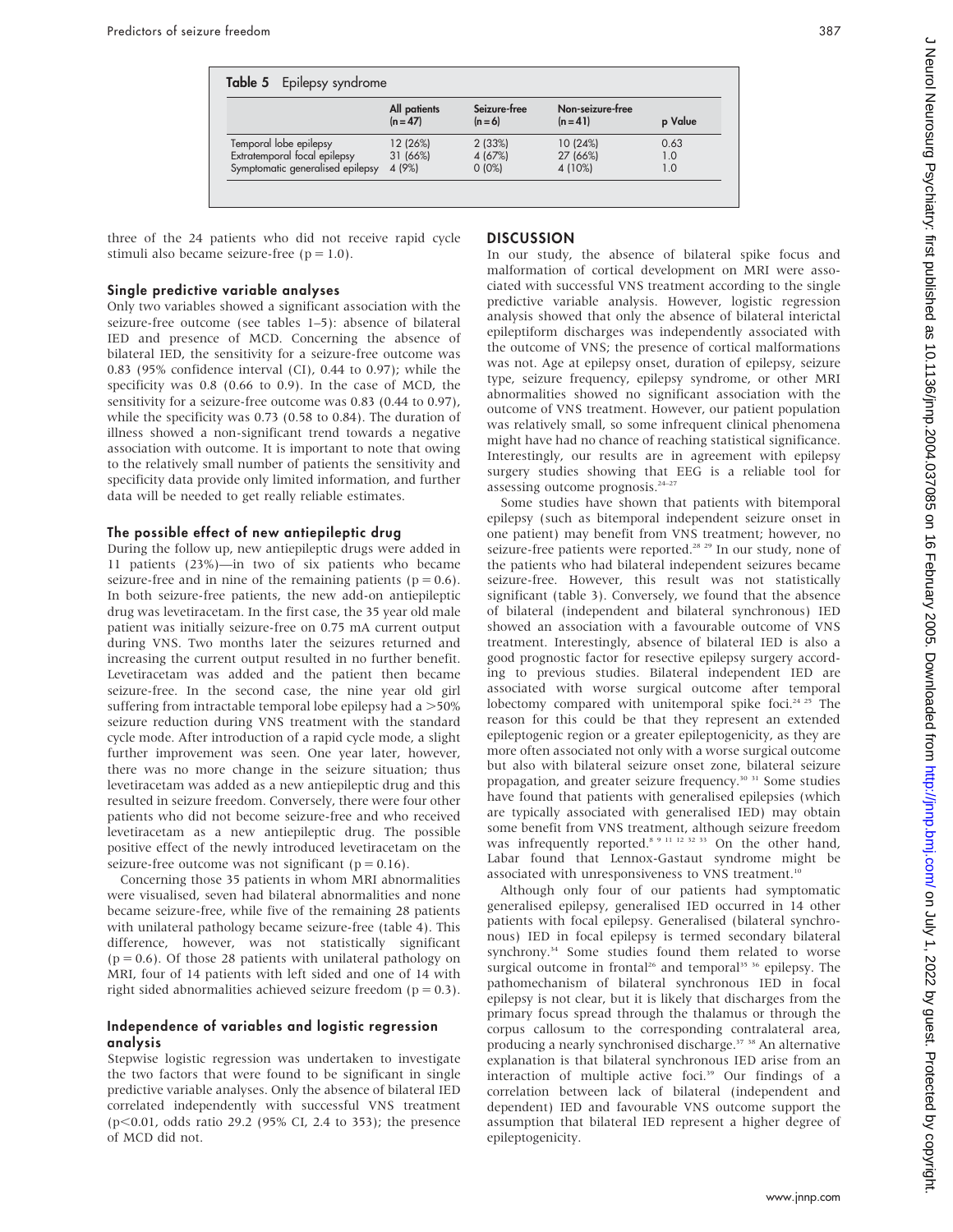**Table 5** Epilepsy syndrome

| | All patients (n = 47) | Seizure-free (n = 6) | Non-seizure-free (n = 41) | p Value |
|---|---|---|---|---|
| Temporal lobe epilepsy | 12 (26%) | 2 (33%) | 10 (24%) | 0.63 |
| Extratemporal focal epilepsy | 31 (66%) | 4 (67%) | 27 (66%) | 1.0 |
| Symptomatic generalised epilepsy | 4 (9%) | 0 (0%) | 4 (10%) | 1.0 |

three of the 24 patients who did not receive rapid cycle stimuli also became seizure-free (p = 1.0).

### Single predictive variable analyses

Only two variables showed a significant association with the seizure-free outcome (see tables 1–5): absence of bilateral IED and presence of MCD. Concerning the absence of bilateral IED, the sensitivity for a seizure-free outcome was 0.83 (95% confidence interval (CI), 0.44 to 0.97); while the specificity was 0.8 (0.66 to 0.9). In the case of MCD, the sensitivity for a seizure-free outcome was 0.83 (0.44 to 0.97), while the specificity was 0.73 (0.58 to 0.84). The duration of illness showed a non-significant trend towards a negative association with outcome. It is important to note that owing to the relatively small number of patients the sensitivity and specificity data provide only limited information, and further data will be needed to get really reliable estimates.

### The possible effect of new antiepileptic drug

During the follow up, new antiepileptic drugs were added in 11 patients (23%)—in two of six patients who became seizure-free and in nine of the remaining patients (p = 0.6). In both seizure-free patients, the new add-on antiepileptic drug was levetiracetam. In the first case, the 35 year old male patient was initially seizure-free on 0.75 mA current output during VNS. Two months later the seizures returned and increasing the current output resulted in no further benefit. Levetiracetam was added and the patient then became seizure-free. In the second case, the nine year old girl suffering from intractable temporal lobe epilepsy had a >50% seizure reduction during VNS treatment with the standard cycle mode. After introduction of a rapid cycle mode, a slight further improvement was seen. One year later, however, there was no more change in the seizure situation; thus levetiracetam was added as a new antiepileptic drug and this resulted in seizure freedom. Conversely, there were four other patients who did not become seizure-free and who received levetiracetam as a new antiepileptic drug. The possible positive effect of the newly introduced levetiracetam on the seizure-free outcome was not significant (p = 0.16).

Concerning those 35 patients in whom MRI abnormalities were visualised, seven had bilateral abnormalities and none became seizure-free, while five of the remaining 28 patients with unilateral pathology became seizure-free (table 4). This difference, however, was not statistically significant (p = 0.6). Of those 28 patients with unilateral pathology on MRI, four of 14 patients with left sided and one of 14 with right sided abnormalities achieved seizure freedom (p = 0.3).

### Independence of variables and logistic regression analysis

Stepwise logistic regression was undertaken to investigate the two factors that were found to be significant in single predictive variable analyses. Only the absence of bilateral IED correlated independently with successful VNS treatment ($p<0.01$, odds ratio 29.2 (95% CI, 2.4 to 353); the presence of MCD did not.

## DISCUSSION

In our study, the absence of bilateral spike focus and malformation of cortical development on MRI were associated with successful VNS treatment according to the single predictive variable analysis. However, logistic regression analysis showed that only the absence of bilateral interictal epileptiform discharges was independently associated with the outcome of VNS; the presence of cortical malformations was not. Age at epilepsy onset, duration of epilepsy, seizure type, seizure frequency, epilepsy syndrome, or other MRI abnormalities showed no significant association with the outcome of VNS treatment. However, our patient population was relatively small, so some infrequent clinical phenomena might have had no chance of reaching statistical significance. Interestingly, our results are in agreement with epilepsy surgery studies showing that EEG is a reliable tool for assessing outcome prognosis.[24–27]

Some studies have shown that patients with bitemporal epilepsy (such as bitemporal independent seizure onset in one patient) may benefit from VNS treatment; however, no seizure-free patients were reported.[28 29] In our study, none of the patients who had bilateral independent seizures became seizure-free. However, this result was not statistically significant (table 3). Conversely, we found that the absence of bilateral (independent and bilateral synchronous) IED showed an association with a favourable outcome of VNS treatment. Interestingly, absence of bilateral IED is also a good prognostic factor for resective epilepsy surgery according to previous studies. Bilateral independent IED are associated with worse surgical outcome after temporal lobectomy compared with unitemporal spike foci.[24 25] The reason for this could be that they represent an extended epileptogenic region or a greater epileptogenicity, as they are more often associated not only with a worse surgical outcome but also with bilateral seizure onset zone, bilateral seizure propagation, and greater seizure frequency.[30 31] Some studies have found that patients with generalised epilepsies (which are typically associated with generalised IED) may obtain some benefit from VNS treatment, although seizure freedom was infrequently reported.[8 9 11 12 32 33] On the other hand, Labar found that Lennox-Gastaut syndrome might be associated with unresponsiveness to VNS treatment.[10]

Although only four of our patients had symptomatic generalised epilepsy, generalised IED occurred in 14 other patients with focal epilepsy. Generalised (bilateral synchronous) IED in focal epilepsy is termed secondary bilateral synchrony.[34] Some studies found them related to worse surgical outcome in frontal[26] and temporal[35 36] epilepsy. The pathomechanism of bilateral synchronous IED in focal epilepsy is not clear, but it is likely that discharges from the primary focus spread through the thalamus or through the corpus callosum to the corresponding contralateral area, producing a nearly synchronised discharge.[37 38] An alternative explanation is that bilateral synchronous IED arise from an interaction of multiple active foci.[39] Our findings of a correlation between lack of bilateral (independent and dependent) IED and favourable VNS outcome support the assumption that bilateral IED represent a higher degree of epileptogenicity.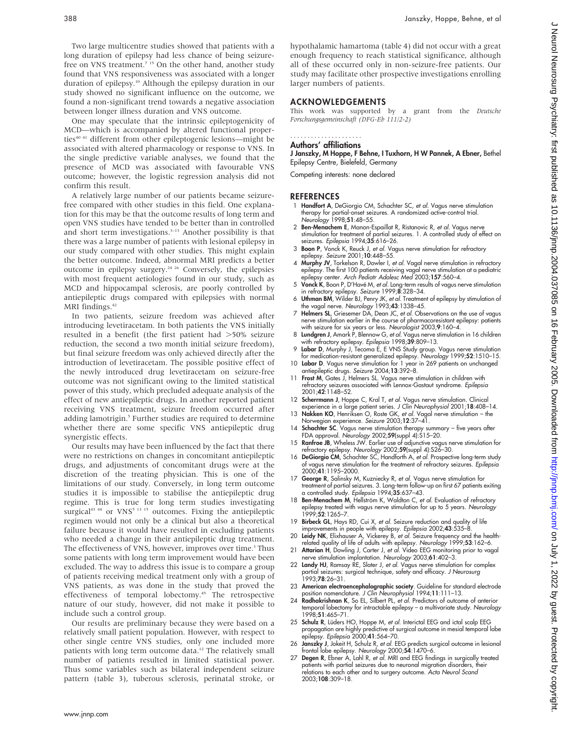Two large multicentre studies showed that patients with a long duration of epilepsy had less chance of being seizure-free on VNS treatment.[7 15] On the other hand, another study found that VNS responsiveness was associated with a longer duration of epilepsy.[10] Although the epilepsy duration in our study showed no significant influence on the outcome, we found a non-significant trend towards a negative association between longer illness duration and VNS outcome.

One may speculate that the intrinsic epileptogenicity of MCD—which is accompanied by altered functional properties[40 41] different from other epileptogenic lesions—might be associated with altered pharmacology or response to VNS. In the single predictive variable analyses, we found that the presence of MCD was associated with favourable VNS outcome; however, the logistic regression analysis did not confirm this result.

A relatively large number of our patients became seizure-free compared with other studies in this field. One explanation for this may be that the outcome results of long term and open VNS studies have tended to be better than in controlled and short term investigations.[3–13] Another possibility is that there was a large number of patients with lesional epilepsy in our study compared with other studies. This might explain the better outcome. Indeed, abnormal MRI predicts a better outcome in epilepsy surgery.[24 26] Conversely, the epilepsies with most frequent aetiologies found in our study, such as MCD and hippocampal sclerosis, are poorly controlled by antiepileptic drugs compared with epilepsies with normal MRI findings.[42]

In two patients, seizure freedom was achieved after introducing levetiracetam. In both patients the VNS initially resulted in a benefit (the first patient had >50% seizure reduction, the second a two month initial seizure freedom), but final seizure freedom was only achieved directly after the introduction of levetiracetam. The possible positive effect of the newly introduced drug levetiracetam on seizure-free outcome was not significant owing to the limited statistical power of this study, which precluded adequate analysis of the effect of new antiepileptic drugs. In another reported patient receiving VNS treatment, seizure freedom occurred after adding lamotrigin.[5] Further studies are required to determine whether there are some specific VNS antiepileptic drug synergistic effects.

Our results may have been influenced by the fact that there were no restrictions on changes in concomitant antiepileptic drugs, and adjustments of concomitant drugs were at the discretion of the treating physician. This is one of the limitations of our study. Conversely, in long term outcome studies it is impossible to stabilise the antiepileptic drug regime. This is true for long term studies investigating surgical[43 44] or VNS[5 13 15] outcomes. Fixing the antiepileptic regimen would not only be a clinical but also a theoretical failure because it would have resulted in excluding patients who needed a change in their antiepileptic drug treatment. The effectiveness of VNS, however, improves over time.[3] Thus some patients with long term improvement would have been excluded. The way to address this issue is to compare a group of patients receiving medical treatment only with a group of VNS patients, as was done in the study that proved the effectiveness of temporal lobectomy.[45] The retrospective nature of our study, however, did not make it possible to include such a control group.

Our results are preliminary because they were based on a relatively small patient population. However, with respect to other single centre VNS studies, only one included more patients with long term outcome data.[12] The relatively small number of patients resulted in limited statistical power. Thus some variables such as bilateral independent seizure pattern (table 3), tuberous sclerosis, perinatal stroke, or hypothalamic hamartoma (table 4) did not occur with a great enough frequency to reach statistical significance, although all of these occurred only in non-seizure-free patients. Our study may facilitate other prospective investigations enrolling larger numbers of patients.

## ACKNOWLEDGEMENTS

This work was supported by a grant from the *Deutsche Forschungsgemeinschaft (DFG-Eb 111/2-2)*

### Authors' affiliations

**J Janszky, M Hoppe, F Behne, I Tuxhorn, H W Pannek, A Ebner,** Bethel Epilepsy Centre, Bielefeld, Germany

Competing interests: none declared

## REFERENCES

1. **Handfort A**, DeGiorgio CM, Schachter SC, *et al*. Vagus nerve stimulation therapy for partial-onset seizures. A randomized active-control trial. *Neurology* 1998;**51**:48–55.
2. **Ben-Menachem E**, Manon-Espaillat R, Ristanovic R, *et al*. Vagus nerve stimulation for treatment of partial seizures. 1. A controlled study of effect on seizures. *Epilepsia* 1994;**35**:616–26.
3. **Boon P**, Vonck K, Reuck J, *et al*. Vagus nerve stimulation for refractory epilepsy. *Seizure* 2001;**10**:448–55.
4. **Murphy JV**, Torkelson R, Dowler I, *et al*. Vagal nerve stimulation in refractory epilepsy. The first 100 patients receiving vagal nerve stimulation at a pediatric epilepsy center. *Arch Pediatr Adolesc Med* 2003;**157**:560–4.
5. **Vonck K**, Boon P, D'Havé M, *et al*. Long-term results of vagus nerve stimulation in refractory epilepsy. *Seizure* 1999;**8**:328–34.
6. **Uthman BM**, Wilder BJ, Penry JK, *et al*. Treatment of epilepsy by stimulation of the vagal nerve. *Neurology* 1993;**43**:1338–45.
7. **Helmers SL**, Griesemer DA, Dean JC, *et al*. Observations on the use of vagus nerve stimulation earlier in the course of pharmacoresistant epilepsy: patients with seizure for six years or less. *Neurologist* 2003;**9**:160–4.
8. **Lundgren J**, Amark P, Blennow G, *et al*. Vagus nerve stimulation in 16 children with refractory epilepsy. *Epilepsia* 1998;**39**:809–13.
9. **Labar D**, Murphy J, Tecoma E, E VNS Study group. Vagus nerve stimulation for medication-resistant generalized epilepsy. *Neurology* 1999;**52**:1510–15.
10. **Labar D**. Vagus nerve stimulation for 1 year in 269 patients on unchanged antiepileptic drugs. *Seizure* 2004;**13**:392–8.
11. **Frost M**, Gates J, Helmers SL. Vagus nerve stimulation in children with refractory seizures associated with Lennox-Gastaut syndrome. *Epilepsia* 2001;**42**:1148–52.
12. **Scherrmann J**, Hoppe C, Kral T, *et al*. Vagus nerve stimulation. Clinical experience in a large patient series. *J Clin Neurophysiol* 2001;**18**:408–14.
13. **Nakken KO**, Henriksen O, Roste GK, *et al*. Vagal nerve stimulation – the Norwegian experience. *Seizure* 2003;**12**:37–41.
14. **Schachter SC**. Vagus nerve stimulation therapy summary – five years after FDA approval. *Neurology* 2002;**59**(suppl 4):S15–20.
15. **Ranfroe JB**, Wheless JW. Earlier use of adjunctive vagus nerve stimulation for refractory epilepsy. *Neurology* 2002;**59**(suppl 4):S26–30.
16. **DeGiorgio CM**, Schachter SC, Handforth A, *et al*. Prospective long-term study of vagus nerve stimulation for the treatment of refractory seizures. *Epilepsia* 2000;**41**:1195–2000.
17. **George R**, Salinsky M, Kuzniecky R, *et al*. Vagus nerve stimulation for treatment of partial seizures. 3. Long-term follow-up on first 67 patients exiting a controlled study. *Epilepsia* 1994;**35**:637–43.
18. **Ben-Menachem M**, Hellström K, Waldton C, *et al*. Evaluation of refractory epilepsy treated with vagus nerve stimulation for up to 5 years. *Neurology* 1999;**52**:1265–7.
19. **Birbeck GL**, Hays RD, Cui X, *et al*. Seizure reduction and quality of life improvements in people with epilepsy. *Epilepsia* 2002;**43**:535–8.
20. **Leidy NK**, Elixhauser A, Vickerey B, *et al*. Seizure frequency and the health-related quality of life of adults with epilepsy. *Neurology* 1999;**53**:162–6.
21. **Attarian H**, Dowling J, Carter J, *et al*. Video EEG monitoring prior to vagal nerve stimulation implantation. *Neurology* 2003;**61**:402–3.
22. **Landy HJ**, Ramsay RE, Slater J, *et al*. Vagus nerve stimulation for complex partial seizures: surgical technique, safety and efficacy. *J Neurosurg* 1993;**78**:26–31.
23. **American electroencephalographic society**. Guideline for standard electrode position nomenclature. *J Clin Neurophysiol* 1994;**11**:111–13.
24. **Radhakrishnan K**, So EL, Silbert PL, *et al*. Predictors of outcome of anterior temporal lobectomy for intractable epilepsy – a multivariate study. *Neurology* 1998;**51**:465–71.
25. **Schulz R**, Lüders HO, Hoppe M, *et al*. Interictal EEG and ictal scalp EEG propagation are highly predictive of surgical outcome in mesial temporal lobe epilepsy. *Epilepsia* 2000;**41**:564–70.
26. **Janszky J**, Jokeit H, Schulz R, *et al*. EEG predicts surgical outcome in lesional frontal lobe epilepsy. *Neurology* 2000;**54**:1470–6.
27. **Degen R**, Ebner A, Lahl R, *et al*. MRI and EEG findings in surgically treated patients with partial seizures due to neuronal migration disorders, their relations to each other and to surgery outcome. *Acta Neurol Scand* 2003;**108**:309–18.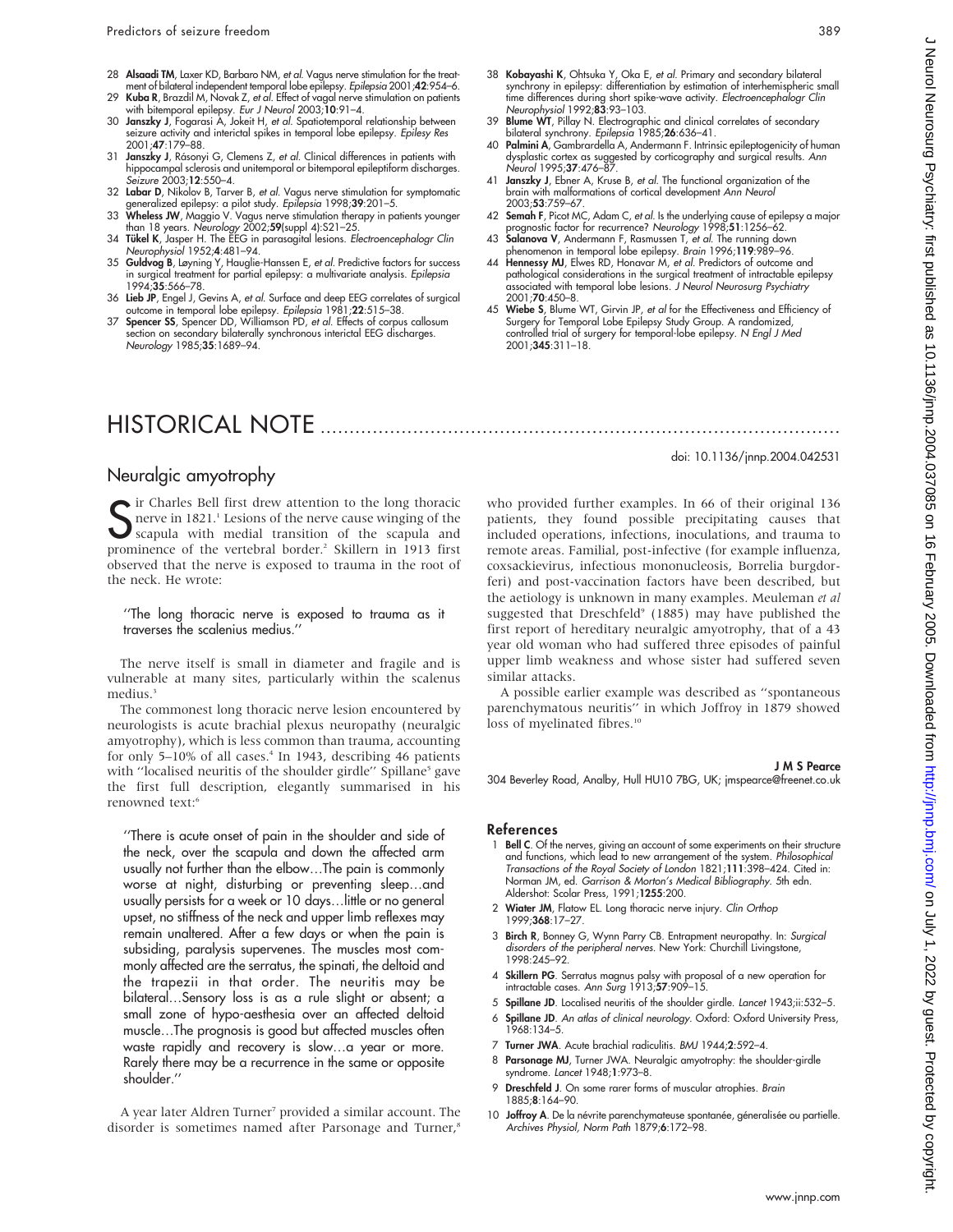28 **Alsaadi TM**, Laxer KD, Barbaro NM, *et al*. Vagus nerve stimulation for the treatment of bilateral independent temporal lobe epilepsy. *Epilepsia* 2001;**42**:954–6.
29 **Kuba R**, Brazdil M, Novak Z, *et al*. Effect of vagal nerve stimulation on patients with bitemporal epilepsy. *Eur J Neurol* 2003;**10**:91–4.
30 **Janszky J**, Fogarasi A, Jokeit H, *et al*. Spatiotemporal relationship between seizure activity and interictal spikes in temporal lobe epilepsy. *Epilesy Res* 2001;**47**:179–88.
31 **Janszky J**, Rásonyi G, Clemens Z, *et al*. Clinical differences in patients with hippocampal sclerosis and unitemporal or bitemporal epileptiform discharges. *Seizure* 2003;**12**:550–4.
32 **Labar D**, Nikolov B, Tarver B, *et al*. Vagus nerve stimulation for symptomatic generalized epilepsy: a pilot study. *Epilepsia* 1998;**39**:201–5.
33 **Wheless JW**, Maggio V. Vagus nerve stimulation therapy in patients younger than 18 years. *Neurology* 2002;**59**(suppl 4):S21–25.
34 **Tükel K**, Jasper H. The EEG in parasagital lesions. *Electroencephalogr Clin Neurophysiol* 1952;**4**:481–94.
35 **Guldvog B**, Løyning Y, Hauglie-Hanssen E, *et al*. Predictive factors for success in surgical treatment for partial epilepsy: a multivariate analysis. *Epilepsia* 1994;**35**:566–78.
36 **Lieb JP**, Engel J, Gevins A, *et al*. Surface and deep EEG correlates of surgical outcome in temporal lobe epilepsy. *Epilepsia* 1981;**22**:515–38.
37 **Spencer SS**, Spencer DD, Williamson PD, *et al*. Effects of corpus callosum section on secondary bilaterally synchronous interictal EEG discharges. *Neurology* 1985;**35**:1689–94.
38 **Kobayashi K**, Ohtsuka Y, Oka E, *et al*. Primary and secondary bilateral synchrony in epilepsy: differentiation by estimation of interhemispheric small time differences during short spike-wave activity. *Electroencephalogr Clin Neurophysiol* 1992;**83**:93–103.
39 **Blume WT**, Pillay N. Electrographic and clinical correlates of secondary bilateral synchrony. *Epilepsia* 1985;**26**:636–41.
40 **Palmini A**, Gambrardella A, Andermann F. Intrinsic epileptogenicity of human dysplastic cortex as suggested by corticography and surgical results. *Ann Neurol* 1995;**37**:476–87.
41 **Janszky J**, Ebner A, Kruse B, *et al*. The functional organization of the brain with malformations of cortical development *Ann Neurol* 2003;**53**:759–67.
42 **Semah F**, Picot MC, Adam C, *et al*. Is the underlying cause of epilepsy a major prognostic factor for recurrence? *Neurology* 1998;**51**:1256–62.
43 **Salanova V**, Andermann F, Rasmussen T, *et al*. The running down phenomenon in temporal lobe epilepsy. *Brain* 1996;**119**:989–96.
44 **Hennessy MJ**, Elwes RD, Honavar M, *et al*. Predictors of outcome and pathological considerations in the surgical treatment of intractable epilepsy associated with temporal lobe lesions. *J Neurol Neurosurg Psychiatry* 2001;**70**:450–8.
45 **Wiebe S**, Blume WT, Girvin JP, *et al* for the Effectiveness and Efficiency of Surgery for Temporal Lobe Epilepsy Study Group. A randomized, controlled trial of surgery for temporal-lobe epilepsy. *N Engl J Med* 2001;**345**:311–18.

# HISTORICAL NOTE

doi: 10.1136/jnnp.2004.042531

## Neuralgic amyotrophy

Sir Charles Bell first drew attention to the long thoracic nerve in 1821.[1] Lesions of the nerve cause winging of the scapula with medial transition of the scapula and prominence of the vertebral border.[2] Skillern in 1913 first observed that the nerve is exposed to trauma in the root of the neck. He wrote:

> "The long thoracic nerve is exposed to trauma as it traverses the scalenius medius."

The nerve itself is small in diameter and fragile and is vulnerable at many sites, particularly within the scalenus medius.[3]

The commonest long thoracic nerve lesion encountered by neurologists is acute brachial plexus neuropathy (neuralgic amyotrophy), which is less common than trauma, accounting for only 5–10% of all cases.[4] In 1943, describing 46 patients with "localised neuritis of the shoulder girdle" Spillane[5] gave the first full description, elegantly summarised in his renowned text:[6]

> "There is acute onset of pain in the shoulder and side of the neck, over the scapula and down the affected arm usually not further than the elbow…The pain is commonly worse at night, disturbing or preventing sleep…and usually persists for a week or 10 days…little or no general upset, no stiffness of the neck and upper limb reflexes may remain unaltered. After a few days or when the pain is subsiding, paralysis supervenes. The muscles most commonly affected are the serratus, the spinati, the deltoid and the trapezii in that order. The neuritis may be bilateral…Sensory loss is as a rule slight or absent; a small zone of hypo-aesthesia over an affected deltoid muscle…The prognosis is good but affected muscles often waste rapidly and recovery is slow…a year or more. Rarely there may be a recurrence in the same or opposite shoulder."

A year later Aldren Turner[7] provided a similar account. The disorder is sometimes named after Parsonage and Turner,[8] who provided further examples. In 66 of their original 136 patients, they found possible precipitating causes that included operations, infections, inoculations, and trauma to remote areas. Familial, post-infective (for example influenza, coxsackievirus, infectious mononucleosis, Borrelia burgdorferi) and post-vaccination factors have been described, but the aetiology is unknown in many examples. Meuleman *et al* suggested that Dreschfeld[9] (1885) may have published the first report of hereditary neuralgic amyotrophy, that of a 43 year old woman who had suffered three episodes of painful upper limb weakness and whose sister had suffered seven similar attacks.

A possible earlier example was described as "spontaneous parenchymatous neuritis" in which Joffroy in 1879 showed loss of myelinated fibres.[10]

**J M S Pearce**
304 Beverley Road, Anlaby, Hull HU10 7BG, UK; jmspearce@freenet.co.uk

### References

1 **Bell C**. Of the nerves, giving an account of some experiments on their structure and functions, which lead to new arrangement of the system. *Philosophical Transactions of the Royal Society of London* 1821;**111**:398–424. Cited in: Norman JM, ed. *Garrison & Morton's Medical Bibliography*. 5th edn. Aldershot: Scolar Press, 1991;**1255**:200.
2 **Wiater JM**, Flatow EL. Long thoracic nerve injury. *Clin Orthop* 1999;**368**:17–27.
3 **Birch R**, Bonney G, Wynn Parry CB. Entrapment neuropathy. In: *Surgical disorders of the peripheral nerves*. New York: Churchill Livingstone, 1998:245–92.
4 **Skillern PG**. Serratus magnus palsy with proposal of a new operation for intractable cases. *Ann Surg* 1913;**57**:909–15.
5 **Spillane JD**. Localised neuritis of the shoulder girdle. *Lancet* 1943;ii:532–5.
6 **Spillane JD**. *An atlas of clinical neurology*. Oxford: Oxford University Press, 1968:134–5.
7 **Turner JWA**. Acute brachial radiculitis. *BMJ* 1944;**2**:592–4.
8 **Parsonage MJ**, Turner JWA. Neuralgic amyotrophy: the shoulder-girdle syndrome. *Lancet* 1948;**1**:973–8.
9 **Dreschfeld J**. On some rarer forms of muscular atrophies. *Brain* 1885;**8**:164–90.
10 **Joffroy A**. De la névrite parenchymateuse spontanée, géneralisée ou partielle. *Archives Physiol, Norm Path* 1879;**6**:172–98.